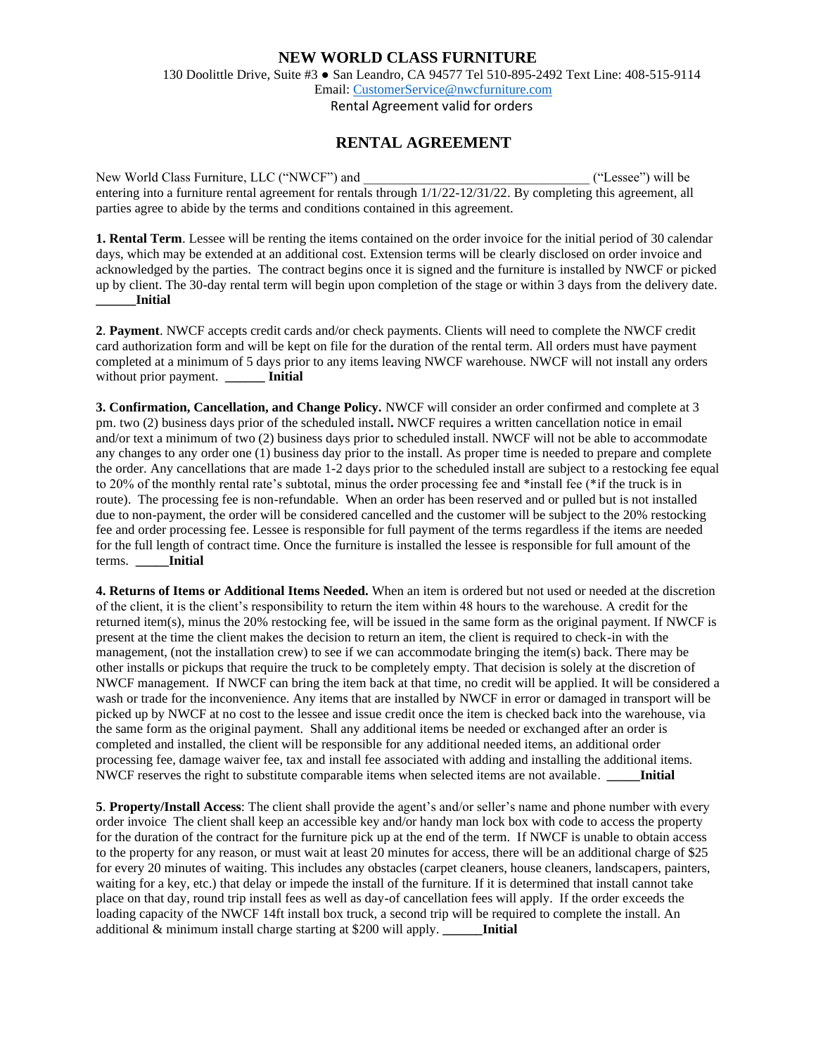# NEW WORLD CLASS FURNITURE

130 Doolittle Drive, Suite #3 ● San Leandro, CA 94577 Tel 510-895-2492 Text Line: 408-515-9114
Email: CustomerService@nwcfurniture.com
Rental Agreement valid for orders

## RENTAL AGREEMENT

New World Class Furniture, LLC ("NWCF") and _________________________________ ("Lessee") will be entering into a furniture rental agreement for rentals through 1/1/22-12/31/22. By completing this agreement, all parties agree to abide by the terms and conditions contained in this agreement.

**1. Rental Term**. Lessee will be renting the items contained on the order invoice for the initial period of 30 calendar days, which may be extended at an additional cost. Extension terms will be clearly disclosed on order invoice and acknowledged by the parties. The contract begins once it is signed and the furniture is installed by NWCF or picked up by client. The 30-day rental term will begin upon completion of the stage or within 3 days from the delivery date. **______Initial**

**2**. **Payment**. NWCF accepts credit cards and/or check payments. Clients will need to complete the NWCF credit card authorization form and will be kept on file for the duration of the rental term. All orders must have payment completed at a minimum of 5 days prior to any items leaving NWCF warehouse. NWCF will not install any orders without prior payment. **______ Initial**

**3. Confirmation, Cancellation, and Change Policy.** NWCF will consider an order confirmed and complete at 3 pm. two (2) business days prior of the scheduled install**.** NWCF requires a written cancellation notice in email and/or text a minimum of two (2) business days prior to scheduled install. NWCF will not be able to accommodate any changes to any order one (1) business day prior to the install. As proper time is needed to prepare and complete the order. Any cancellations that are made 1-2 days prior to the scheduled install are subject to a restocking fee equal to 20% of the monthly rental rate's subtotal, minus the order processing fee and *install fee (*if the truck is in route). The processing fee is non-refundable. When an order has been reserved and or pulled but is not installed due to non-payment, the order will be considered cancelled and the customer will be subject to the 20% restocking fee and order processing fee. Lessee is responsible for full payment of the terms regardless if the items are needed for the full length of contract time. Once the furniture is installed the lessee is responsible for full amount of the terms. **_____Initial**

**4. Returns of Items or Additional Items Needed.** When an item is ordered but not used or needed at the discretion of the client, it is the client's responsibility to return the item within 48 hours to the warehouse. A credit for the returned item(s), minus the 20% restocking fee, will be issued in the same form as the original payment. If NWCF is present at the time the client makes the decision to return an item, the client is required to check-in with the management, (not the installation crew) to see if we can accommodate bringing the item(s) back. There may be other installs or pickups that require the truck to be completely empty. That decision is solely at the discretion of NWCF management. If NWCF can bring the item back at that time, no credit will be applied. It will be considered a wash or trade for the inconvenience. Any items that are installed by NWCF in error or damaged in transport will be picked up by NWCF at no cost to the lessee and issue credit once the item is checked back into the warehouse, via the same form as the original payment. Shall any additional items be needed or exchanged after an order is completed and installed, the client will be responsible for any additional needed items, an additional order processing fee, damage waiver fee, tax and install fee associated with adding and installing the additional items. NWCF reserves the right to substitute comparable items when selected items are not available. **_____Initial**

**5**. **Property/Install Access**: The client shall provide the agent's and/or seller's name and phone number with every order invoice The client shall keep an accessible key and/or handy man lock box with code to access the property for the duration of the contract for the furniture pick up at the end of the term. If NWCF is unable to obtain access to the property for any reason, or must wait at least 20 minutes for access, there will be an additional charge of $25 for every 20 minutes of waiting. This includes any obstacles (carpet cleaners, house cleaners, landscapers, painters, waiting for a key, etc.) that delay or impede the install of the furniture. If it is determined that install cannot take place on that day, round trip install fees as well as day-of cancellation fees will apply. If the order exceeds the loading capacity of the NWCF 14ft install box truck, a second trip will be required to complete the install. An additional & minimum install charge starting at $200 will apply. **______Initial**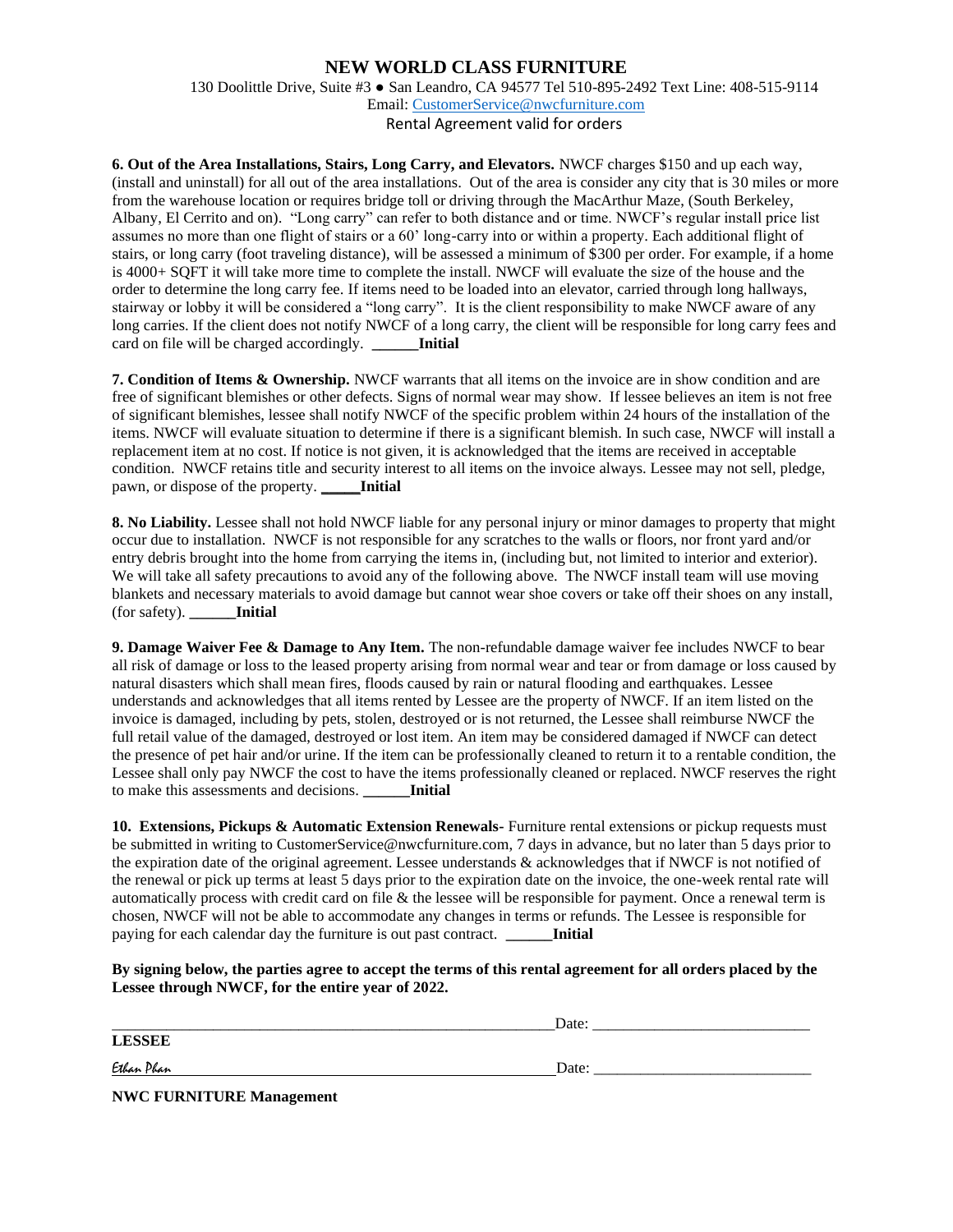# NEW WORLD CLASS FURNITURE

130 Doolittle Drive, Suite #3 ● San Leandro, CA 94577 Tel 510-895-2492 Text Line: 408-515-9114
Email: CustomerService@nwcfurniture.com
Rental Agreement valid for orders

**6. Out of the Area Installations, Stairs, Long Carry, and Elevators.** NWCF charges $150 and up each way, (install and uninstall) for all out of the area installations. Out of the area is consider any city that is 30 miles or more from the warehouse location or requires bridge toll or driving through the MacArthur Maze, (South Berkeley, Albany, El Cerrito and on). "Long carry" can refer to both distance and or time. NWCF's regular install price list assumes no more than one flight of stairs or a 60' long-carry into or within a property. Each additional flight of stairs, or long carry (foot traveling distance), will be assessed a minimum of $300 per order. For example, if a home is 4000+ SQFT it will take more time to complete the install. NWCF will evaluate the size of the house and the order to determine the long carry fee. If items need to be loaded into an elevator, carried through long hallways, stairway or lobby it will be considered a "long carry". It is the client responsibility to make NWCF aware of any long carries. If the client does not notify NWCF of a long carry, the client will be responsible for long carry fees and card on file will be charged accordingly. **______Initial**

**7. Condition of Items & Ownership.** NWCF warrants that all items on the invoice are in show condition and are free of significant blemishes or other defects. Signs of normal wear may show. If lessee believes an item is not free of significant blemishes, lessee shall notify NWCF of the specific problem within 24 hours of the installation of the items. NWCF will evaluate situation to determine if there is a significant blemish. In such case, NWCF will install a replacement item at no cost. If notice is not given, it is acknowledged that the items are received in acceptable condition. NWCF retains title and security interest to all items on the invoice always. Lessee may not sell, pledge, pawn, or dispose of the property. **_____Initial**

**8. No Liability.** Lessee shall not hold NWCF liable for any personal injury or minor damages to property that might occur due to installation. NWCF is not responsible for any scratches to the walls or floors, nor front yard and/or entry debris brought into the home from carrying the items in, (including but, not limited to interior and exterior). We will take all safety precautions to avoid any of the following above. The NWCF install team will use moving blankets and necessary materials to avoid damage but cannot wear shoe covers or take off their shoes on any install, (for safety). **______Initial**

**9. Damage Waiver Fee & Damage to Any Item.** The non-refundable damage waiver fee includes NWCF to bear all risk of damage or loss to the leased property arising from normal wear and tear or from damage or loss caused by natural disasters which shall mean fires, floods caused by rain or natural flooding and earthquakes. Lessee understands and acknowledges that all items rented by Lessee are the property of NWCF. If an item listed on the invoice is damaged, including by pets, stolen, destroyed or is not returned, the Lessee shall reimburse NWCF the full retail value of the damaged, destroyed or lost item. An item may be considered damaged if NWCF can detect the presence of pet hair and/or urine. If the item can be professionally cleaned to return it to a rentable condition, the Lessee shall only pay NWCF the cost to have the items professionally cleaned or replaced. NWCF reserves the right to make this assessments and decisions. **______Initial**

**10. Extensions, Pickups & Automatic Extension Renewals-** Furniture rental extensions or pickup requests must be submitted in writing to CustomerService@nwcfurniture.com, 7 days in advance, but no later than 5 days prior to the expiration date of the original agreement. Lessee understands & acknowledges that if NWCF is not notified of the renewal or pick up terms at least 5 days prior to the expiration date on the invoice, the one-week rental rate will automatically process with credit card on file & the lessee will be responsible for payment. Once a renewal term is chosen, NWCF will not be able to accommodate any changes in terms or refunds. The Lessee is responsible for paying for each calendar day the furniture is out past contract. **______Initial**

**By signing below, the parties agree to accept the terms of this rental agreement for all orders placed by the Lessee through NWCF, for the entire year of 2022.**

_______________________________________________ Date: ___________________________

**LESSEE**

Ethan Phan _____________________________________ Date: ___________________________

**NWC FURNITURE Management**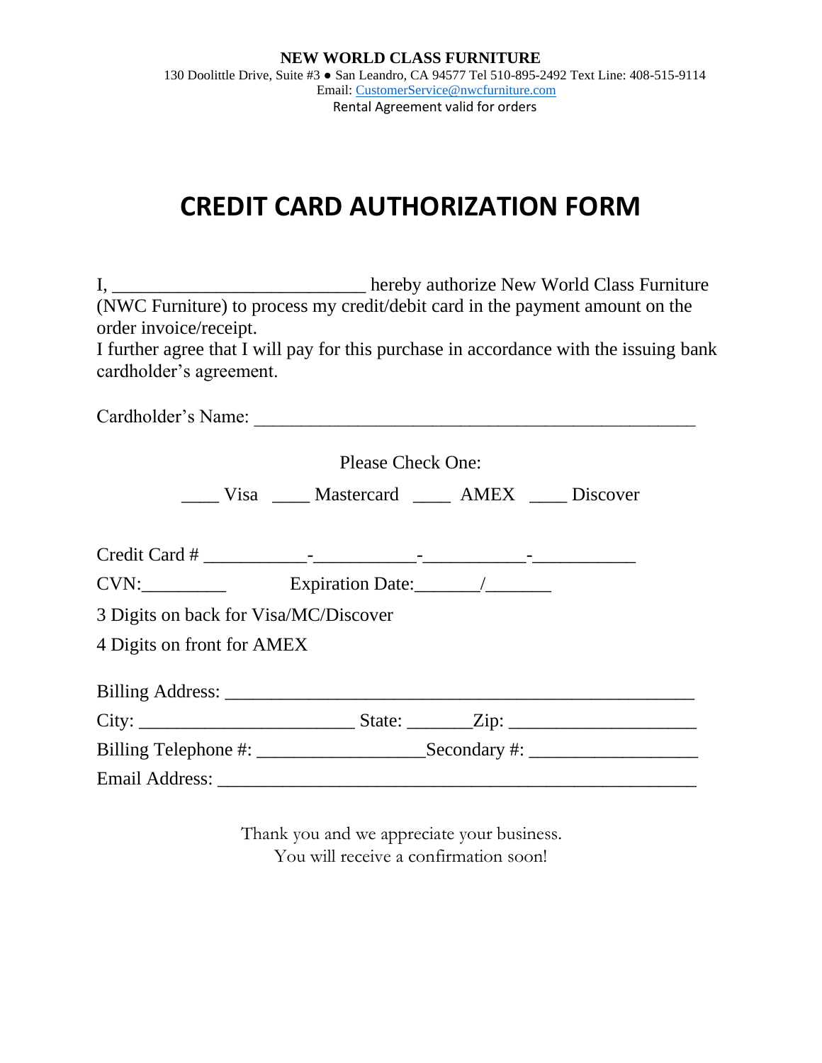**NEW WORLD CLASS FURNITURE**
130 Doolittle Drive, Suite #3 ● San Leandro, CA 94577 Tel 510-895-2492 Text Line: 408-515-9114
Email: CustomerService@nwcfurniture.com
Rental Agreement valid for orders

# CREDIT CARD AUTHORIZATION FORM

I, ___________________________ hereby authorize New World Class Furniture (NWC Furniture) to process my credit/debit card in the payment amount on the order invoice/receipt.
I further agree that I will pay for this purchase in accordance with the issuing bank cardholder's agreement.

Cardholder's Name: ________________________________________________

Please Check One:

____ Visa ____ Mastercard ____ AMEX ____ Discover

Credit Card # ___________-___________-___________-___________

CVN:_________ Expiration Date:_______/_______

3 Digits on back for Visa/MC/Discover

4 Digits on front for AMEX

Billing Address: ___________________________________________________

City: _______________________ State: _______Zip: ____________________

Billing Telephone #: __________________Secondary #: __________________

Email Address: ____________________________________________________

Thank you and we appreciate your business.
You will receive a confirmation soon!